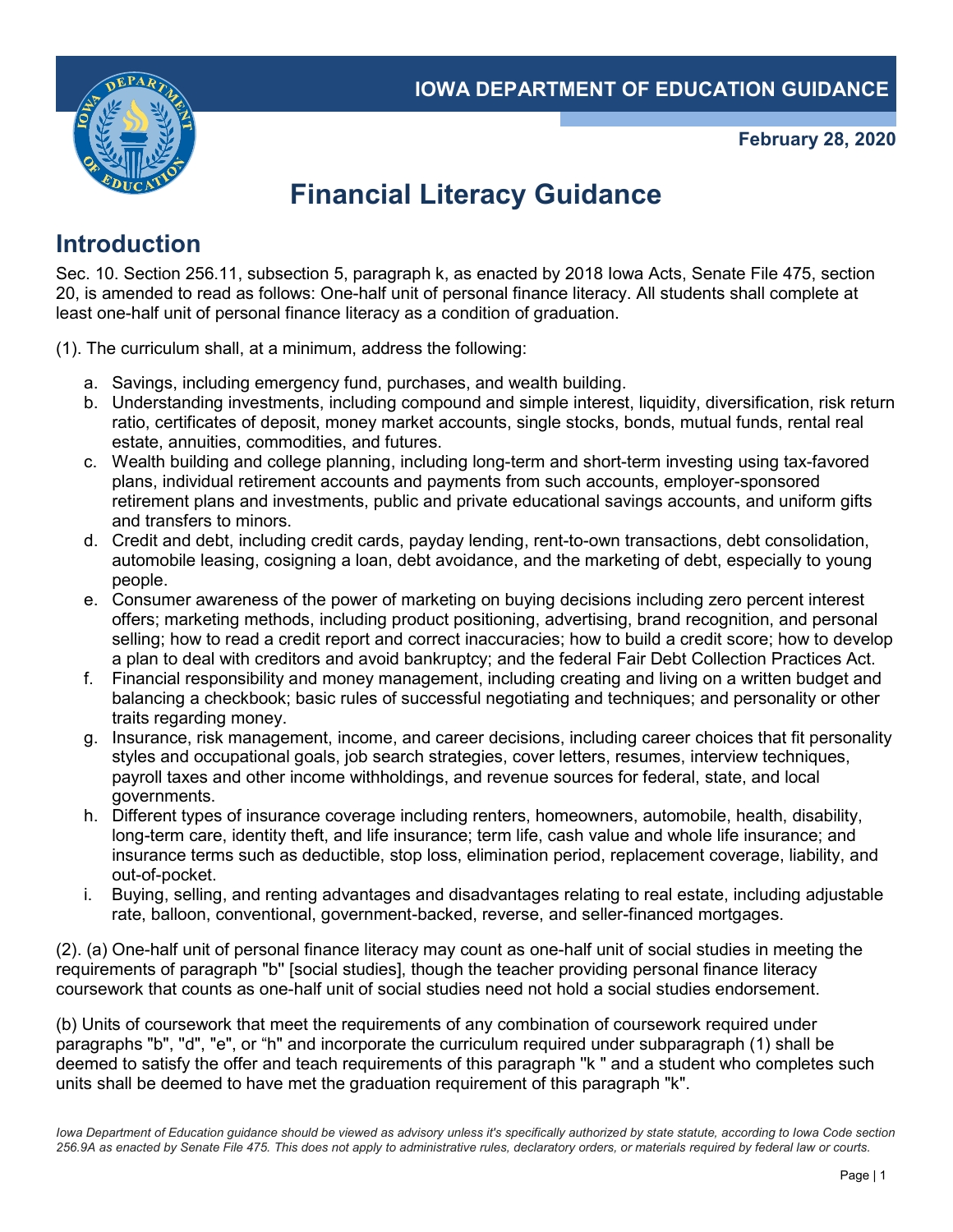**IOWA DEPARTMENT OF EDUCATION GUIDANCE**

**February 28, 2020**

# Financial Literacy Guidance

## Introduction

Sec. 10. Section 256.11, subsection 5, paragraph k, as enacted by 2018 Iowa Acts, Senate File 475, section 20, is amended to read as follows: One-half unit of personal finance literacy. All students shall complete at least one-half unit of personal finance literacy as a condition of graduation.

(1). The curriculum shall, at a minimum, address the following:

a. Savings, including emergency fund, purchases, and wealth building.
b. Understanding investments, including compound and simple interest, liquidity, diversification, risk return ratio, certificates of deposit, money market accounts, single stocks, bonds, mutual funds, rental real estate, annuities, commodities, and futures.
c. Wealth building and college planning, including long-term and short-term investing using tax-favored plans, individual retirement accounts and payments from such accounts, employer-sponsored retirement plans and investments, public and private educational savings accounts, and uniform gifts and transfers to minors.
d. Credit and debt, including credit cards, payday lending, rent-to-own transactions, debt consolidation, automobile leasing, cosigning a loan, debt avoidance, and the marketing of debt, especially to young people.
e. Consumer awareness of the power of marketing on buying decisions including zero percent interest offers; marketing methods, including product positioning, advertising, brand recognition, and personal selling; how to read a credit report and correct inaccuracies; how to build a credit score; how to develop a plan to deal with creditors and avoid bankruptcy; and the federal Fair Debt Collection Practices Act.
f. Financial responsibility and money management, including creating and living on a written budget and balancing a checkbook; basic rules of successful negotiating and techniques; and personality or other traits regarding money.
g. Insurance, risk management, income, and career decisions, including career choices that fit personality styles and occupational goals, job search strategies, cover letters, resumes, interview techniques, payroll taxes and other income withholdings, and revenue sources for federal, state, and local governments.
h. Different types of insurance coverage including renters, homeowners, automobile, health, disability, long-term care, identity theft, and life insurance; term life, cash value and whole life insurance; and insurance terms such as deductible, stop loss, elimination period, replacement coverage, liability, and out-of-pocket.
i. Buying, selling, and renting advantages and disadvantages relating to real estate, including adjustable rate, balloon, conventional, government-backed, reverse, and seller-financed mortgages.

(2). (a) One-half unit of personal finance literacy may count as one-half unit of social studies in meeting the requirements of paragraph "b" [social studies], though the teacher providing personal finance literacy coursework that counts as one-half unit of social studies need not hold a social studies endorsement.

(b) Units of coursework that meet the requirements of any combination of coursework required under paragraphs "b", "d", "e", or "h" and incorporate the curriculum required under subparagraph (1) shall be deemed to satisfy the offer and teach requirements of this paragraph "k " and a student who completes such units shall be deemed to have met the graduation requirement of this paragraph "k".

*Iowa Department of Education guidance should be viewed as advisory unless it's specifically authorized by state statute, according to Iowa Code section 256.9A as enacted by Senate File 475. This does not apply to administrative rules, declaratory orders, or materials required by federal law or courts.*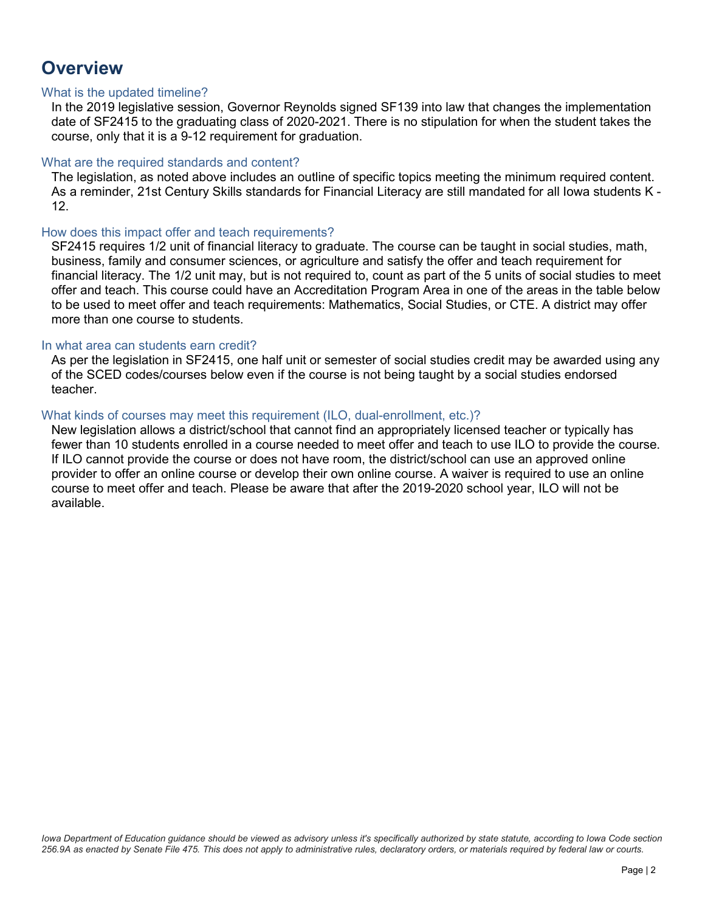# Overview

### What is the updated timeline?

In the 2019 legislative session, Governor Reynolds signed SF139 into law that changes the implementation date of SF2415 to the graduating class of 2020-2021. There is no stipulation for when the student takes the course, only that it is a 9-12 requirement for graduation.

### What are the required standards and content?

The legislation, as noted above includes an outline of specific topics meeting the minimum required content. As a reminder, 21st Century Skills standards for Financial Literacy are still mandated for all Iowa students K - 12.

### How does this impact offer and teach requirements?

SF2415 requires 1/2 unit of financial literacy to graduate. The course can be taught in social studies, math, business, family and consumer sciences, or agriculture and satisfy the offer and teach requirement for financial literacy. The 1/2 unit may, but is not required to, count as part of the 5 units of social studies to meet offer and teach. This course could have an Accreditation Program Area in one of the areas in the table below to be used to meet offer and teach requirements: Mathematics, Social Studies, or CTE. A district may offer more than one course to students.

### In what area can students earn credit?

As per the legislation in SF2415, one half unit or semester of social studies credit may be awarded using any of the SCED codes/courses below even if the course is not being taught by a social studies endorsed teacher.

### What kinds of courses may meet this requirement (ILO, dual-enrollment, etc.)?

New legislation allows a district/school that cannot find an appropriately licensed teacher or typically has fewer than 10 students enrolled in a course needed to meet offer and teach to use ILO to provide the course. If ILO cannot provide the course or does not have room, the district/school can use an approved online provider to offer an online course or develop their own online course. A waiver is required to use an online course to meet offer and teach. Please be aware that after the 2019-2020 school year, ILO will not be available.

*Iowa Department of Education guidance should be viewed as advisory unless it's specifically authorized by state statute, according to Iowa Code section 256.9A as enacted by Senate File 475. This does not apply to administrative rules, declaratory orders, or materials required by federal law or courts.*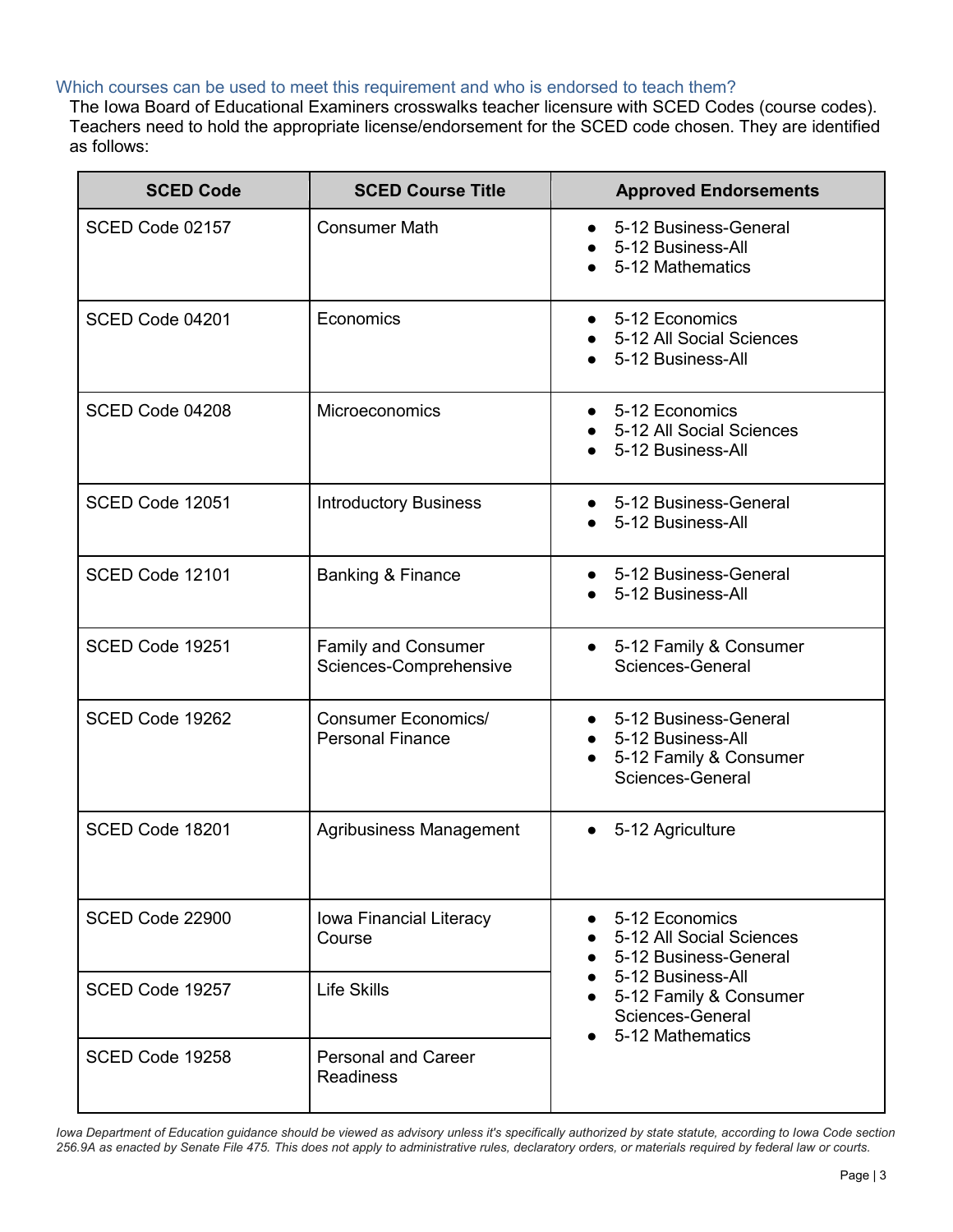### Which courses can be used to meet this requirement and who is endorsed to teach them?

The Iowa Board of Educational Examiners crosswalks teacher licensure with SCED Codes (course codes). Teachers need to hold the appropriate license/endorsement for the SCED code chosen. They are identified as follows:

| SCED Code | SCED Course Title | Approved Endorsements |
|---|---|---|
| SCED Code 02157 | Consumer Math | • 5-12 Business-General<br>• 5-12 Business-All<br>• 5-12 Mathematics |
| SCED Code 04201 | Economics | • 5-12 Economics<br>• 5-12 All Social Sciences<br>• 5-12 Business-All |
| SCED Code 04208 | Microeconomics | • 5-12 Economics<br>• 5-12 All Social Sciences<br>• 5-12 Business-All |
| SCED Code 12051 | Introductory Business | • 5-12 Business-General<br>• 5-12 Business-All |
| SCED Code 12101 | Banking & Finance | • 5-12 Business-General<br>• 5-12 Business-All |
| SCED Code 19251 | Family and Consumer Sciences-Comprehensive | • 5-12 Family & Consumer Sciences-General |
| SCED Code 19262 | Consumer Economics/ Personal Finance | • 5-12 Business-General<br>• 5-12 Business-All<br>• 5-12 Family & Consumer Sciences-General |
| SCED Code 18201 | Agribusiness Management | • 5-12 Agriculture |
| SCED Code 22900 | Iowa Financial Literacy Course | • 5-12 Economics<br>• 5-12 All Social Sciences<br>• 5-12 Business-General<br>• 5-12 Business-All<br>• 5-12 Family & Consumer Sciences-General<br>• 5-12 Mathematics |
| SCED Code 19257 | Life Skills | |
| SCED Code 19258 | Personal and Career Readiness | |

*Iowa Department of Education guidance should be viewed as advisory unless it's specifically authorized by state statute, according to Iowa Code section 256.9A as enacted by Senate File 475. This does not apply to administrative rules, declaratory orders, or materials required by federal law or courts.*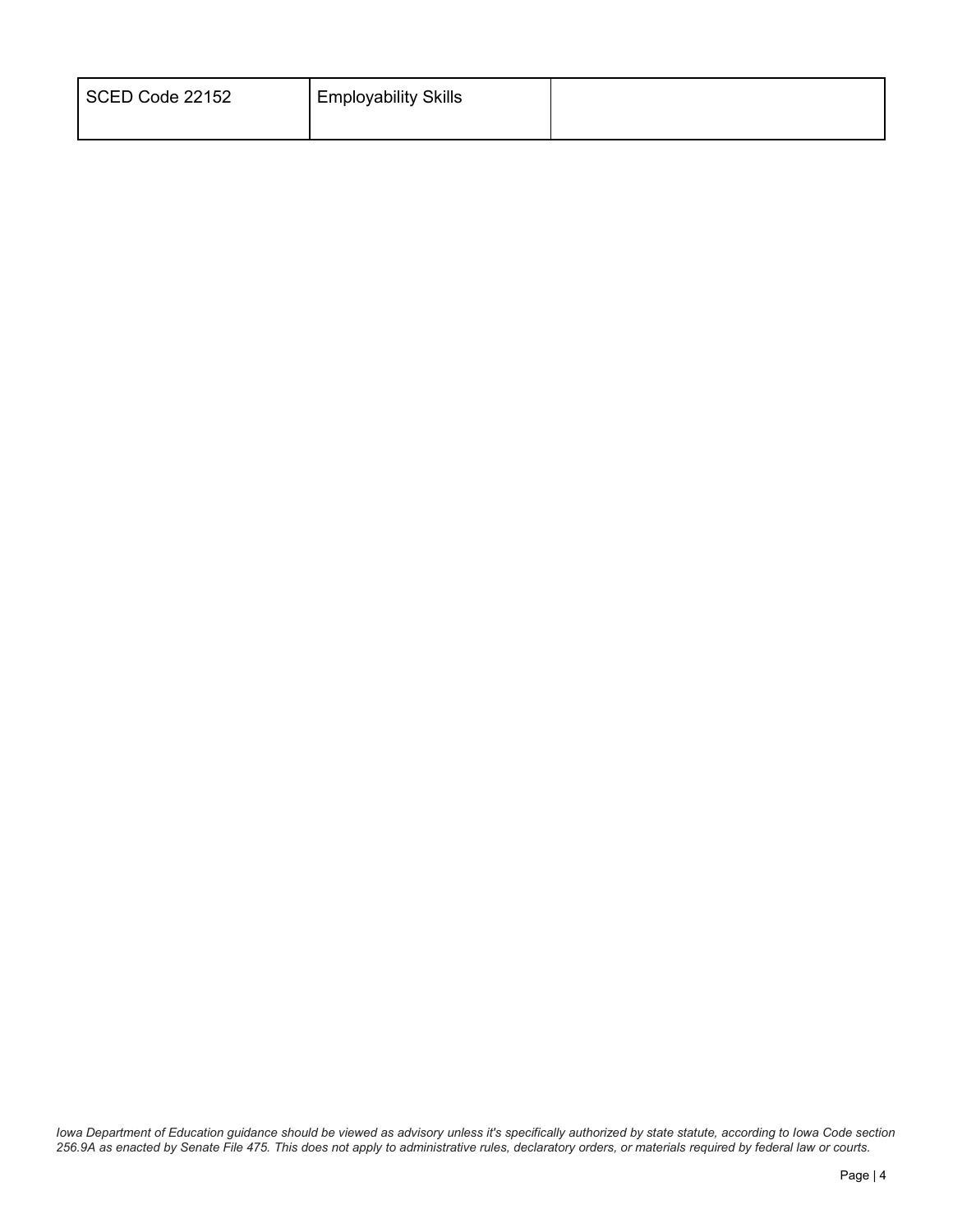| | | |
|---|---|---|
| SCED Code 22152 | Employability Skills | |

*Iowa Department of Education guidance should be viewed as advisory unless it's specifically authorized by state statute, according to Iowa Code section 256.9A as enacted by Senate File 475. This does not apply to administrative rules, declaratory orders, or materials required by federal law or courts.*